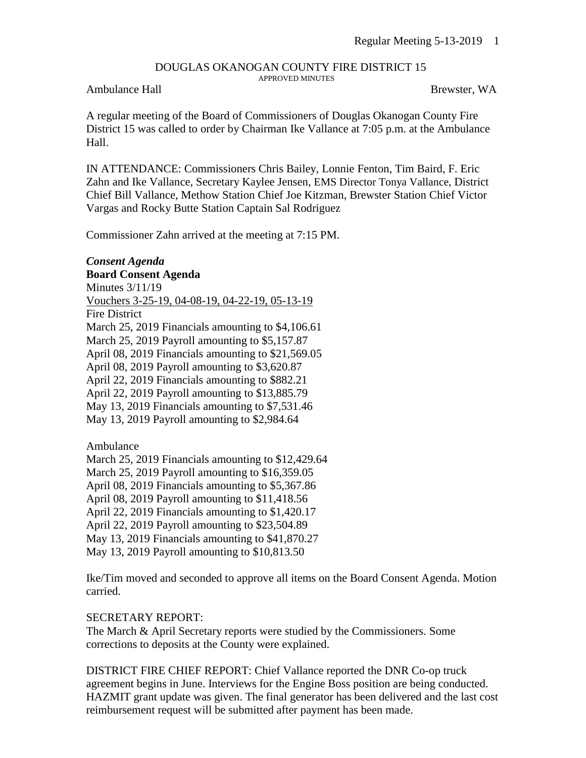# DOUGLAS OKANOGAN COUNTY FIRE DISTRICT 15

APPROVED MINUTES

Ambulance Hall Brewster, WA

A regular meeting of the Board of Commissioners of Douglas Okanogan County Fire District 15 was called to order by Chairman Ike Vallance at 7:05 p.m. at the Ambulance Hall.

IN ATTENDANCE: Commissioners Chris Bailey, Lonnie Fenton, Tim Baird, F. Eric Zahn and Ike Vallance, Secretary Kaylee Jensen, EMS Director Tonya Vallance, District Chief Bill Vallance, Methow Station Chief Joe Kitzman, Brewster Station Chief Victor Vargas and Rocky Butte Station Captain Sal Rodriguez

Commissioner Zahn arrived at the meeting at 7:15 PM.

***Consent Agenda***

**Board Consent Agenda**

Minutes 3/11/19

Vouchers 3-25-19, 04-08-19, 04-22-19, 05-13-19

Fire District

March 25, 2019 Financials amounting to $4,106.61
March 25, 2019 Payroll amounting to $5,157.87
April 08, 2019 Financials amounting to $21,569.05
April 08, 2019 Payroll amounting to $3,620.87
April 22, 2019 Financials amounting to $882.21
April 22, 2019 Payroll amounting to $13,885.79
May 13, 2019 Financials amounting to $7,531.46
May 13, 2019 Payroll amounting to $2,984.64

Ambulance

March 25, 2019 Financials amounting to $12,429.64
March 25, 2019 Payroll amounting to $16,359.05
April 08, 2019 Financials amounting to $5,367.86
April 08, 2019 Payroll amounting to $11,418.56
April 22, 2019 Financials amounting to $1,420.17
April 22, 2019 Payroll amounting to $23,504.89
May 13, 2019 Financials amounting to $41,870.27
May 13, 2019 Payroll amounting to $10,813.50

Ike/Tim moved and seconded to approve all items on the Board Consent Agenda. Motion carried.

SECRETARY REPORT:
The March & April Secretary reports were studied by the Commissioners. Some corrections to deposits at the County were explained.

DISTRICT FIRE CHIEF REPORT: Chief Vallance reported the DNR Co-op truck agreement begins in June. Interviews for the Engine Boss position are being conducted. HAZMIT grant update was given. The final generator has been delivered and the last cost reimbursement request will be submitted after payment has been made.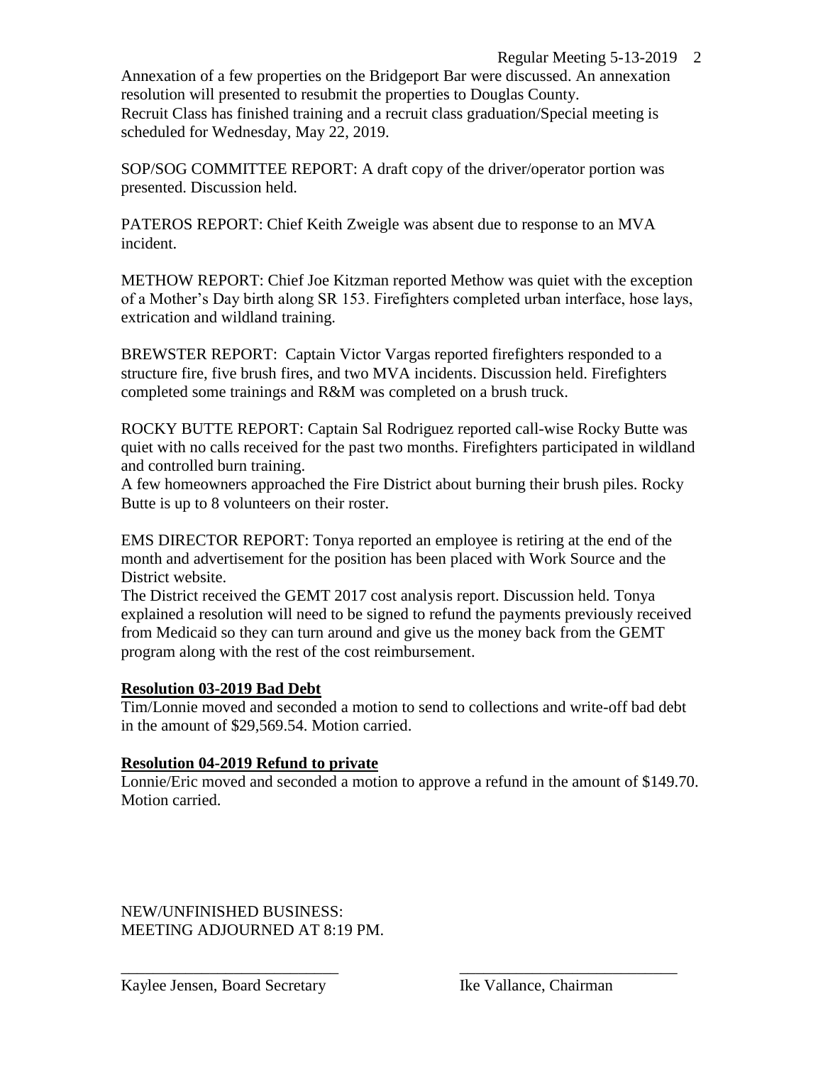Annexation of a few properties on the Bridgeport Bar were discussed. An annexation resolution will presented to resubmit the properties to Douglas County.
Recruit Class has finished training and a recruit class graduation/Special meeting is scheduled for Wednesday, May 22, 2019.

SOP/SOG COMMITTEE REPORT: A draft copy of the driver/operator portion was presented. Discussion held.

PATEROS REPORT: Chief Keith Zweigle was absent due to response to an MVA incident.

METHOW REPORT: Chief Joe Kitzman reported Methow was quiet with the exception of a Mother's Day birth along SR 153. Firefighters completed urban interface, hose lays, extrication and wildland training.

BREWSTER REPORT: Captain Victor Vargas reported firefighters responded to a structure fire, five brush fires, and two MVA incidents. Discussion held. Firefighters completed some trainings and R&M was completed on a brush truck.

ROCKY BUTTE REPORT: Captain Sal Rodriguez reported call-wise Rocky Butte was quiet with no calls received for the past two months. Firefighters participated in wildland and controlled burn training.
A few homeowners approached the Fire District about burning their brush piles. Rocky Butte is up to 8 volunteers on their roster.

EMS DIRECTOR REPORT: Tonya reported an employee is retiring at the end of the month and advertisement for the position has been placed with Work Source and the District website.
The District received the GEMT 2017 cost analysis report. Discussion held. Tonya explained a resolution will need to be signed to refund the payments previously received from Medicaid so they can turn around and give us the money back from the GEMT program along with the rest of the cost reimbursement.

**Resolution 03-2019 Bad Debt**

Tim/Lonnie moved and seconded a motion to send to collections and write-off bad debt in the amount of $29,569.54. Motion carried.

**Resolution 04-2019 Refund to private**

Lonnie/Eric moved and seconded a motion to approve a refund in the amount of $149.70. Motion carried.

NEW/UNFINISHED BUSINESS:
MEETING ADJOURNED AT 8:19 PM.

\_\_\_\_\_\_\_\_\_\_\_\_\_\_\_\_\_\_\_\_\_\_\_\_\_\_\_\_ \_\_\_\_\_\_\_\_\_\_\_\_\_\_\_\_\_\_\_\_\_\_\_\_\_\_\_\_

Kaylee Jensen, Board Secretary Ike Vallance, Chairman